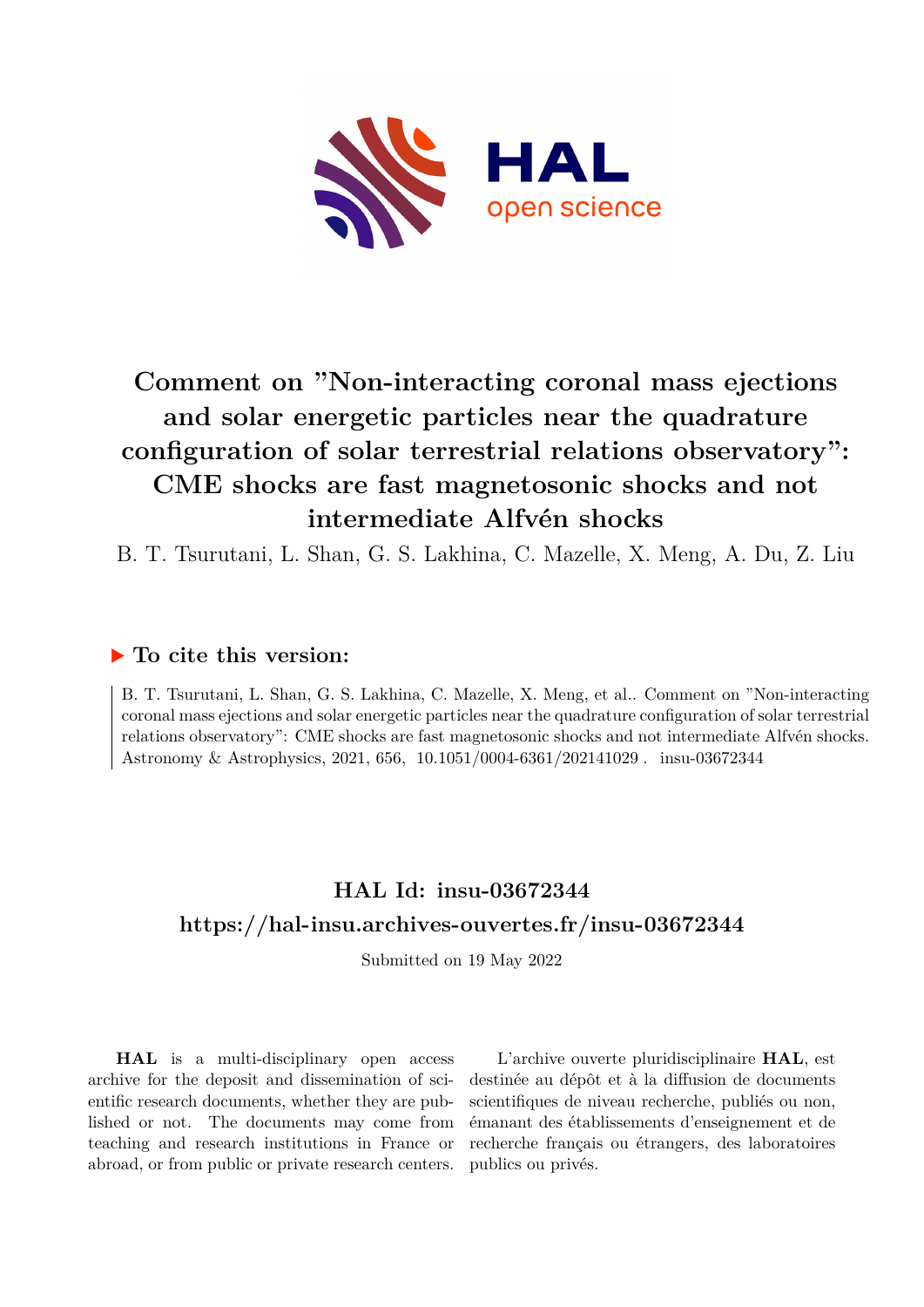# Comment on "Non-interacting coronal mass ejections and solar energetic particles near the quadrature configuration of solar terrestrial relations observatory": CME shocks are fast magnetosonic shocks and not intermediate Alfvén shocks

B. T. Tsurutani, L. Shan, G. S. Lakhina, C. Mazelle, X. Meng, A. Du, Z. Liu

## ▶ To cite this version:

B. T. Tsurutani, L. Shan, G. S. Lakhina, C. Mazelle, X. Meng, et al.. Comment on "Non-interacting coronal mass ejections and solar energetic particles near the quadrature configuration of solar terrestrial relations observatory": CME shocks are fast magnetosonic shocks and not intermediate Alfvén shocks. Astronomy & Astrophysics, 2021, 656, 10.1051/0004-6361/202141029 . insu-03672344

## HAL Id: insu-03672344

## https://hal-insu.archives-ouvertes.fr/insu-03672344

Submitted on 19 May 2022

**HAL** is a multi-disciplinary open access archive for the deposit and dissemination of scientific research documents, whether they are published or not. The documents may come from teaching and research institutions in France or abroad, or from public or private research centers.

L'archive ouverte pluridisciplinaire **HAL**, est destinée au dépôt et à la diffusion de documents scientifiques de niveau recherche, publiés ou non, émanant des établissements d'enseignement et de recherche français ou étrangers, des laboratoires publics ou privés.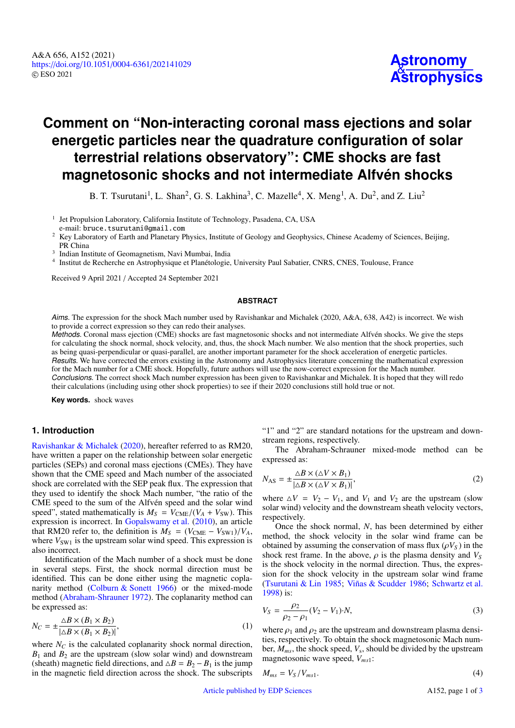# Comment on "Non-interacting coronal mass ejections and solar energetic particles near the quadrature configuration of solar terrestrial relations observatory": CME shocks are fast magnetosonic shocks and not intermediate Alfvén shocks

B. T. Tsurutani[1], L. Shan[2], G. S. Lakhina[3], C. Mazelle[4], X. Meng[1], A. Du[2], and Z. Liu[2]

[1] Jet Propulsion Laboratory, California Institute of Technology, Pasadena, CA, USA
e-mail: bruce.tsurutani@gmail.com

[2] Key Laboratory of Earth and Planetary Physics, Institute of Geology and Geophysics, Chinese Academy of Sciences, Beijing, PR China

[3] Indian Institute of Geomagnetism, Navi Mumbai, India

[4] Institut de Recherche en Astrophysique et Planétologie, University Paul Sabatier, CNRS, CNES, Toulouse, France

Received 9 April 2021 / Accepted 24 September 2021

## ABSTRACT

*Aims.* The expression for the shock Mach number used by Ravishankar and Michalek (2020, A&A, 638, A42) is incorrect. We wish to provide a correct expression so they can redo their analyses.

*Methods.* Coronal mass ejection (CME) shocks are fast magnetosonic shocks and not intermediate Alfvén shocks. We give the steps for calculating the shock normal, shock velocity, and, thus, the shock Mach number. We also mention that the shock properties, such as being quasi-perpendicular or quasi-parallel, are another important parameter for the shock acceleration of energetic particles.

*Results.* We have corrected the errors existing in the Astronomy and Astrophysics literature concerning the mathematical expression for the Mach number for a CME shock. Hopefully, future authors will use the now-correct expression for the Mach number.

*Conclusions.* The correct shock Mach number expression has been given to Ravishankar and Michalek. It is hoped that they will redo their calculations (including using other shock properties) to see if their 2020 conclusions still hold true or not.

**Key words.** shock waves

## 1. Introduction

Ravishankar & Michalek (2020), hereafter referred to as RM20, have written a paper on the relationship between solar energetic particles (SEPs) and coronal mass ejections (CMEs). They have shown that the CME speed and Mach number of the associated shock are correlated with the SEP peak flux. The expression that they used to identify the shock Mach number, "the ratio of the CME speed to the sum of the Alfvén speed and the solar wind speed", stated mathematically is $M_S = V_{\rm CME}/(V_A + V_{\rm SW})$. This expression is incorrect. In Gopalswamy et al. (2010), an article that RM20 refer to, the definition is $M_S = (V_{\rm CME} - V_{\rm SW1})/V_A$, where $V_{\rm SW1}$ is the upstream solar wind speed. This expression is also incorrect.

Identification of the Mach number of a shock must be done in several steps. First, the shock normal direction must be identified. This can be done either using the magnetic coplanarity method (Colburn & Sonett 1966) or the mixed-mode method (Abraham-Shrauner 1972). The coplanarity method can be expressed as:

$$N_C = \pm\frac{\triangle B \times (B_1 \times B_2)}{|\triangle B \times (B_1 \times B_2)|}, \tag{1}$$

where $N_C$ is the calculated coplanarity shock normal direction, $B_1$ and $B_2$ are the upstream (slow solar wind) and downstream (sheath) magnetic field directions, and $\triangle B = B_2 - B_1$ is the jump in the magnetic field direction across the shock. The subscripts "1" and "2" are standard notations for the upstream and downstream regions, respectively.

The Abraham-Schrauner mixed-mode method can be expressed as:

$$N_{\rm AS} = \pm\frac{\triangle B \times (\triangle V \times B_1)}{|\triangle B \times (\triangle V \times B_1)|}, \tag{2}$$

where $\triangle V = V_2 - V_1$, and $V_1$ and $V_2$ are the upstream (slow solar wind) velocity and the downstream sheath velocity vectors, respectively.

Once the shock normal, $N$, has been determined by either method, the shock velocity in the solar wind frame can be obtained by assuming the conservation of mass flux ($\rho V_S$) in the shock rest frame. In the above, $\rho$ is the plasma density and $V_S$ is the shock velocity in the normal direction. Thus, the expression for the shock velocity in the upstream solar wind frame (Tsurutani & Lin 1985; Viñas & Scudder 1986; Schwartz et al. 1998) is:

$$V_S = \frac{\rho_2}{\rho_2 - \rho_1}(V_2 - V_1)\cdot N, \tag{3}$$

where $\rho_1$ and $\rho_2$ are the upstream and downstream plasma densities, respectively. To obtain the shock magnetosonic Mach number, $M_{ms}$, the shock speed, $V_s$, should be divided by the upstream magnetosonic wave speed, $V_{ms1}$:

$$M_{ms} = V_S/V_{ms1}. \tag{4}$$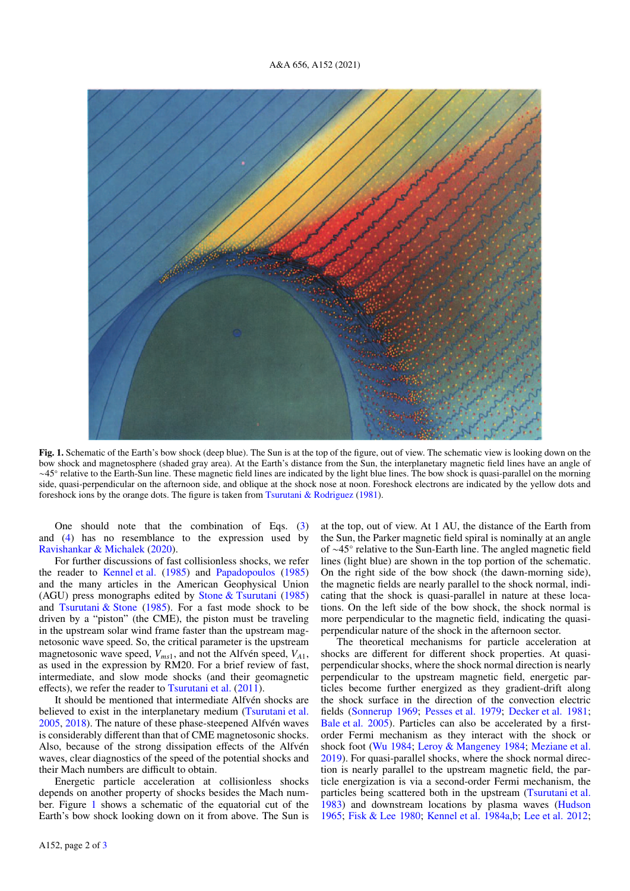**Fig. 1.** Schematic of the Earth's bow shock (deep blue). The Sun is at the top of the figure, out of view. The schematic view is looking down on the bow shock and magnetosphere (shaded gray area). At the Earth's distance from the Sun, the interplanetary magnetic field lines have an angle of ~45° relative to the Earth-Sun line. These magnetic field lines are indicated by the light blue lines. The bow shock is quasi-parallel on the morning side, quasi-perpendicular on the afternoon side, and oblique at the shock nose at noon. Foreshock electrons are indicated by the yellow dots and foreshock ions by the orange dots. The figure is taken from Tsurutani & Rodriguez (1981).

One should note that the combination of Eqs. (3) and (4) has no resemblance to the expression used by Ravishankar & Michalek (2020).

For further discussions of fast collisionless shocks, we refer the reader to Kennel et al. (1985) and Papadopoulos (1985) and the many articles in the American Geophysical Union (AGU) press monographs edited by Stone & Tsurutani (1985) and Tsurutani & Stone (1985). For a fast mode shock to be driven by a "piston" (the CME), the piston must be traveling in the upstream solar wind frame faster than the upstream magnetosonic wave speed. So, the critical parameter is the upstream magnetosonic wave speed, $V_{ms1}$, and not the Alfvén speed, $V_{A1}$, as used in the expression by RM20. For a brief review of fast, intermediate, and slow mode shocks (and their geomagnetic effects), we refer the reader to Tsurutani et al. (2011).

It should be mentioned that intermediate Alfvén shocks are believed to exist in the interplanetary medium (Tsurutani et al. 2005, 2018). The nature of these phase-steepened Alfvén waves is considerably different than that of CME magnetosonic shocks. Also, because of the strong dissipation effects of the Alfvén waves, clear diagnostics of the speed of the potential shocks and their Mach numbers are difficult to obtain.

Energetic particle acceleration at collisionless shocks depends on another property of shocks besides the Mach number. Figure 1 shows a schematic of the equatorial cut of the Earth's bow shock looking down on it from above. The Sun is at the top, out of view. At 1 AU, the distance of the Earth from the Sun, the Parker magnetic field spiral is nominally at an angle of ~45° relative to the Sun-Earth line. The angled magnetic field lines (light blue) are shown in the top portion of the schematic. On the right side of the bow shock (the dawn-morning side), the magnetic fields are nearly parallel to the shock normal, indicating that the shock is quasi-parallel in nature at these locations. On the left side of the bow shock, the shock normal is more perpendicular to the magnetic field, indicating the quasi-perpendicular nature of the shock in the afternoon sector.

The theoretical mechanisms for particle acceleration at shocks are different for different shock properties. At quasi-perpendicular shocks, where the shock normal direction is nearly perpendicular to the upstream magnetic field, energetic particles become further energized as they gradient-drift along the shock surface in the direction of the convection electric fields (Sonnerup 1969; Pesses et al. 1979; Decker et al. 1981; Bale et al. 2005). Particles can also be accelerated by a first-order Fermi mechanism as they interact with the shock or shock foot (Wu 1984; Leroy & Mangeney 1984; Meziane et al. 2019). For quasi-parallel shocks, where the shock normal direction is nearly parallel to the upstream magnetic field, the particle energization is via a second-order Fermi mechanism, the particles being scattered both in the upstream (Tsurutani et al. 1983) and downstream locations by plasma waves (Hudson 1965; Fisk & Lee 1980; Kennel et al. 1984a,b; Lee et al. 2012;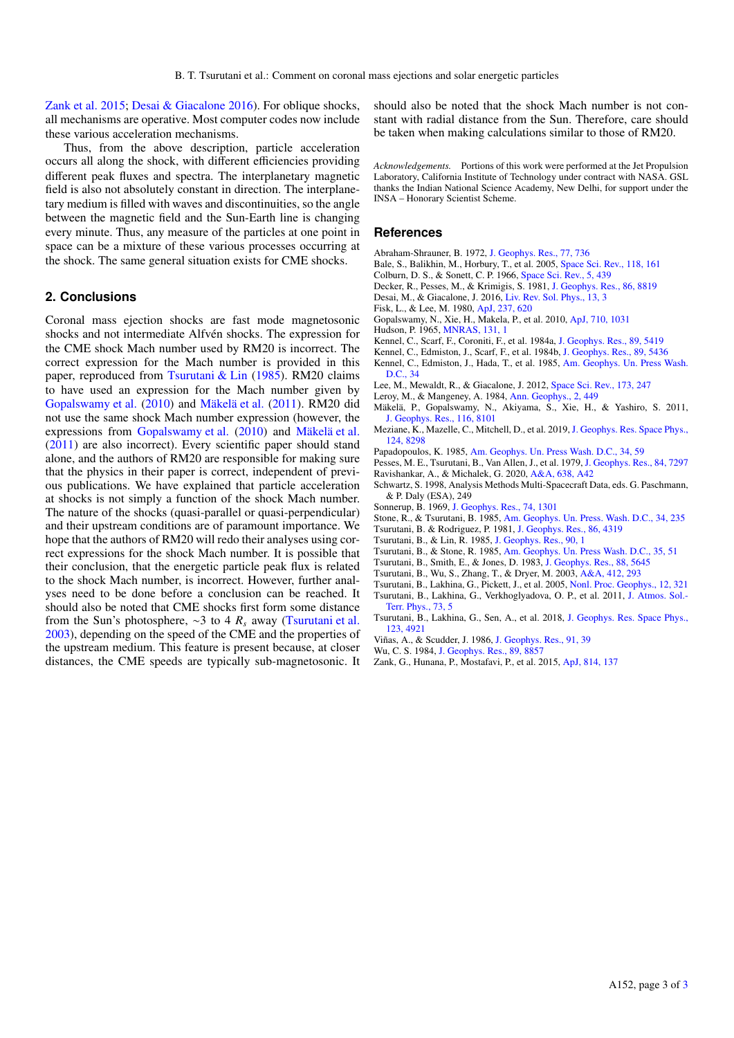Zank et al. 2015; Desai & Giacalone 2016). For oblique shocks, all mechanisms are operative. Most computer codes now include these various acceleration mechanisms.

Thus, from the above description, particle acceleration occurs all along the shock, with different efficiencies providing different peak fluxes and spectra. The interplanetary magnetic field is also not absolutely constant in direction. The interplanetary medium is filled with waves and discontinuities, so the angle between the magnetic field and the Sun-Earth line is changing every minute. Thus, any measure of the particles at one point in space can be a mixture of these various processes occurring at the shock. The same general situation exists for CME shocks.

## 2. Conclusions

Coronal mass ejection shocks are fast mode magnetosonic shocks and not intermediate Alfvén shocks. The expression for the CME shock Mach number used by RM20 is incorrect. The correct expression for the Mach number is provided in this paper, reproduced from Tsurutani & Lin (1985). RM20 claims to have used an expression for the Mach number given by Gopalswamy et al. (2010) and Mäkelä et al. (2011). RM20 did not use the same shock Mach number expression (however, the expressions from Gopalswamy et al. (2010) and Mäkelä et al. (2011) are also incorrect). Every scientific paper should stand alone, and the authors of RM20 are responsible for making sure that the physics in their paper is correct, independent of previous publications. We have explained that particle acceleration at shocks is not simply a function of the shock Mach number. The nature of the shocks (quasi-parallel or quasi-perpendicular) and their upstream conditions are of paramount importance. We hope that the authors of RM20 will redo their analyses using correct expressions for the shock Mach number. It is possible that their conclusion, that the energetic particle peak flux is related to the shock Mach number, is incorrect. However, further analyses need to be done before a conclusion can be reached. It should also be noted that CME shocks first form some distance from the Sun's photosphere, ~3 to 4 $R_s$ away (Tsurutani et al. 2003), depending on the speed of the CME and the properties of the upstream medium. This feature is present because, at closer distances, the CME speeds are typically sub-magnetosonic. It should also be noted that the shock Mach number is not constant with radial distance from the Sun. Therefore, care should be taken when making calculations similar to those of RM20.

*Acknowledgements.* Portions of this work were performed at the Jet Propulsion Laboratory, California Institute of Technology under contract with NASA. GSL thanks the Indian National Science Academy, New Delhi, for support under the INSA – Honorary Scientist Scheme.

## References

Abraham-Shrauner, B. 1972, J. Geophys. Res., 77, 736
Bale, S., Balikhin, M., Horbury, T., et al. 2005, Space Sci. Rev., 118, 161
Colburn, D. S., & Sonett, C. P. 1966, Space Sci. Rev., 5, 439
Decker, R., Pesses, M., & Krimigis, S. 1981, J. Geophys. Res., 86, 8819
Desai, M., & Giacalone, J. 2016, Liv. Rev. Sol. Phys., 13, 3
Fisk, L., & Lee, M. 1980, ApJ, 237, 620
Gopalswamy, N., Xie, H., Makela, P., et al. 2010, ApJ, 710, 1031
Hudson, P. 1965, MNRAS, 131, 1
Kennel, C., Scarf, F., Coroniti, F., et al. 1984a, J. Geophys. Res., 89, 5419
Kennel, C., Edmiston, J., Scarf, F., et al. 1984b, J. Geophys. Res., 89, 5436
Kennel, C., Edmiston, J., Hada, T., et al. 1985, Am. Geophys. Un. Press Wash. D.C., 34
Lee, M., Mewaldt, R., & Giacalone, J. 2012, Space Sci. Rev., 173, 247
Leroy, M., & Mangeney, A. 1984, Ann. Geophys., 2, 449
Mäkelä, P., Gopalswamy, N., Akiyama, S., Xie, H., & Yashiro, S. 2011, J. Geophys. Res., 116, 8101
Meziane, K., Mazelle, C., Mitchell, D., et al. 2019, J. Geophys. Res. Space Phys., 124, 8298
Papadopoulos, K. 1985, Am. Geophys. Un. Press Wash. D.C., 34, 59
Pesses, M. E., Tsurutani, B., Van Allen, J., et al. 1979, J. Geophys. Res., 84, 7297
Ravishankar, A., & Michalek, G. 2020, A&A, 638, A42
Schwartz, S. 1998, Analysis Methods Multi-Spacecraft Data, eds. G. Paschmann, & P. Daly (ESA), 249
Sonnerup, B. 1969, J. Geophys. Res., 74, 1301
Stone, R., & Tsurutani, B. 1985, Am. Geophys. Un. Press. Wash. D.C., 34, 235
Tsurutani, B. & Rodriguez, P. 1981, J. Geophys. Res., 86, 4319
Tsurutani, B., & Lin, R. 1985, J. Geophys. Res., 90, 1
Tsurutani, B., & Stone, R. 1985, Am. Geophys. Un. Press Wash. D.C., 35, 51
Tsurutani, B., Smith, E., & Jones, D. 1983, J. Geophys. Res., 88, 5645
Tsurutani, B., Wu, S., Zhang, T., & Dryer, M. 2003, A&A, 412, 293
Tsurutani, B., Lakhina, G., Pickett, J., et al. 2005, Nonl. Proc. Geophys., 12, 321
Tsurutani, B., Lakhina, G., Verkhoglyadova, O. P., et al. 2011, J. Atmos. Sol.-Terr. Phys., 73, 5
Tsurutani, B., Lakhina, G., Sen, A., et al. 2018, J. Geophys. Res. Space Phys., 123, 4921
Viñas, A., & Scudder, J. 1986, J. Geophys. Res., 91, 39
Wu, C. S. 1984, J. Geophys. Res., 89, 8857
Zank, G., Hunana, P., Mostafavi, P., et al. 2015, ApJ, 814, 137